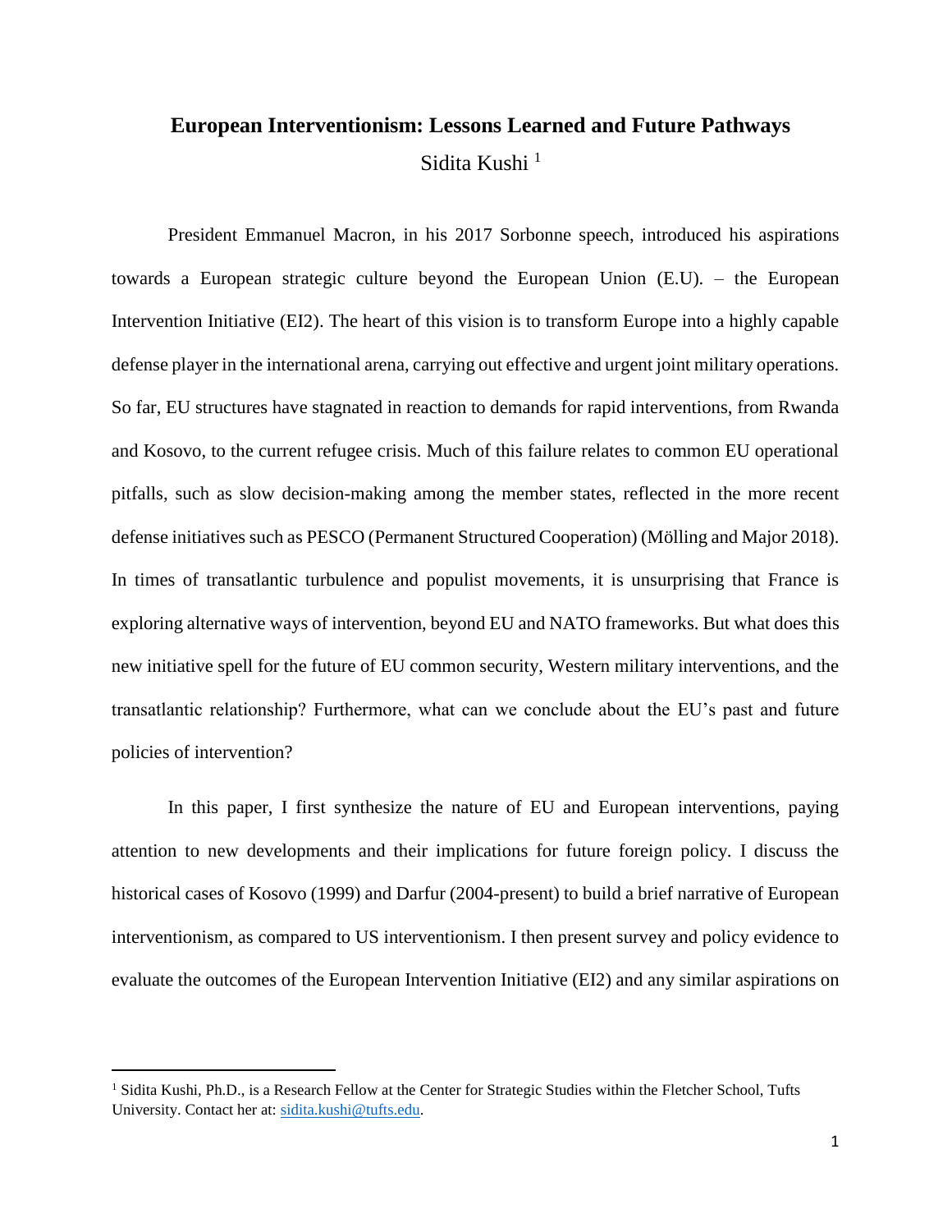# European Interventionism: Lessons Learned and Future Pathways

Sidita Kushi [1]

President Emmanuel Macron, in his 2017 Sorbonne speech, introduced his aspirations towards a European strategic culture beyond the European Union (E.U). – the European Intervention Initiative (EI2). The heart of this vision is to transform Europe into a highly capable defense player in the international arena, carrying out effective and urgent joint military operations. So far, EU structures have stagnated in reaction to demands for rapid interventions, from Rwanda and Kosovo, to the current refugee crisis. Much of this failure relates to common EU operational pitfalls, such as slow decision-making among the member states, reflected in the more recent defense initiatives such as PESCO (Permanent Structured Cooperation) (Mölling and Major 2018). In times of transatlantic turbulence and populist movements, it is unsurprising that France is exploring alternative ways of intervention, beyond EU and NATO frameworks. But what does this new initiative spell for the future of EU common security, Western military interventions, and the transatlantic relationship? Furthermore, what can we conclude about the EU's past and future policies of intervention?

In this paper, I first synthesize the nature of EU and European interventions, paying attention to new developments and their implications for future foreign policy. I discuss the historical cases of Kosovo (1999) and Darfur (2004-present) to build a brief narrative of European interventionism, as compared to US interventionism. I then present survey and policy evidence to evaluate the outcomes of the European Intervention Initiative (EI2) and any similar aspirations on

[1] Sidita Kushi, Ph.D., is a Research Fellow at the Center for Strategic Studies within the Fletcher School, Tufts University. Contact her at: sidita.kushi@tufts.edu.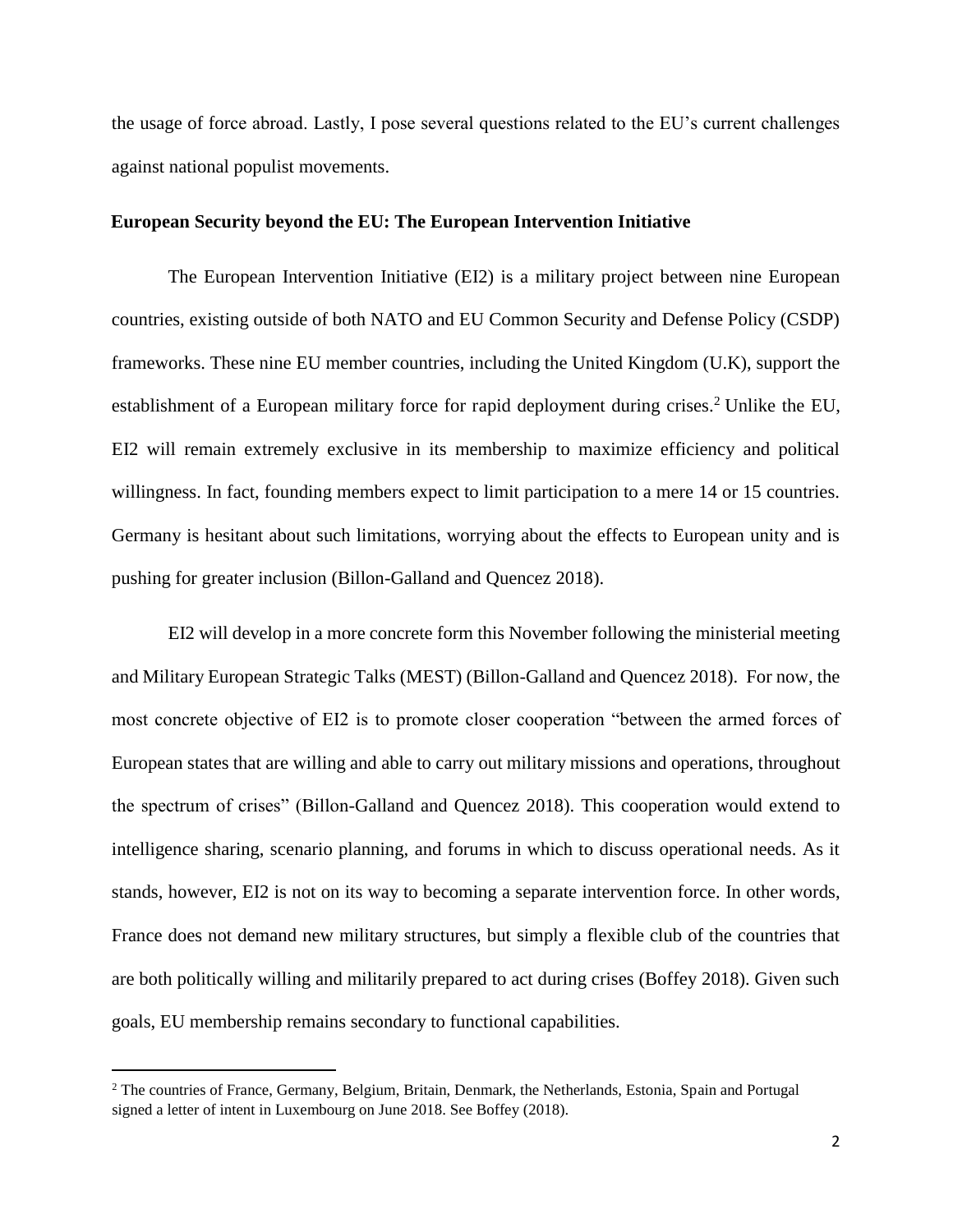the usage of force abroad. Lastly, I pose several questions related to the EU's current challenges against national populist movements.

### European Security beyond the EU: The European Intervention Initiative

The European Intervention Initiative (EI2) is a military project between nine European countries, existing outside of both NATO and EU Common Security and Defense Policy (CSDP) frameworks. These nine EU member countries, including the United Kingdom (U.K), support the establishment of a European military force for rapid deployment during crises.[2] Unlike the EU, EI2 will remain extremely exclusive in its membership to maximize efficiency and political willingness. In fact, founding members expect to limit participation to a mere 14 or 15 countries. Germany is hesitant about such limitations, worrying about the effects to European unity and is pushing for greater inclusion (Billon-Galland and Quencez 2018).

EI2 will develop in a more concrete form this November following the ministerial meeting and Military European Strategic Talks (MEST) (Billon-Galland and Quencez 2018). For now, the most concrete objective of EI2 is to promote closer cooperation "between the armed forces of European states that are willing and able to carry out military missions and operations, throughout the spectrum of crises" (Billon-Galland and Quencez 2018). This cooperation would extend to intelligence sharing, scenario planning, and forums in which to discuss operational needs. As it stands, however, EI2 is not on its way to becoming a separate intervention force. In other words, France does not demand new military structures, but simply a flexible club of the countries that are both politically willing and militarily prepared to act during crises (Boffey 2018). Given such goals, EU membership remains secondary to functional capabilities.

---

[2] The countries of France, Germany, Belgium, Britain, Denmark, the Netherlands, Estonia, Spain and Portugal signed a letter of intent in Luxembourg on June 2018. See Boffey (2018).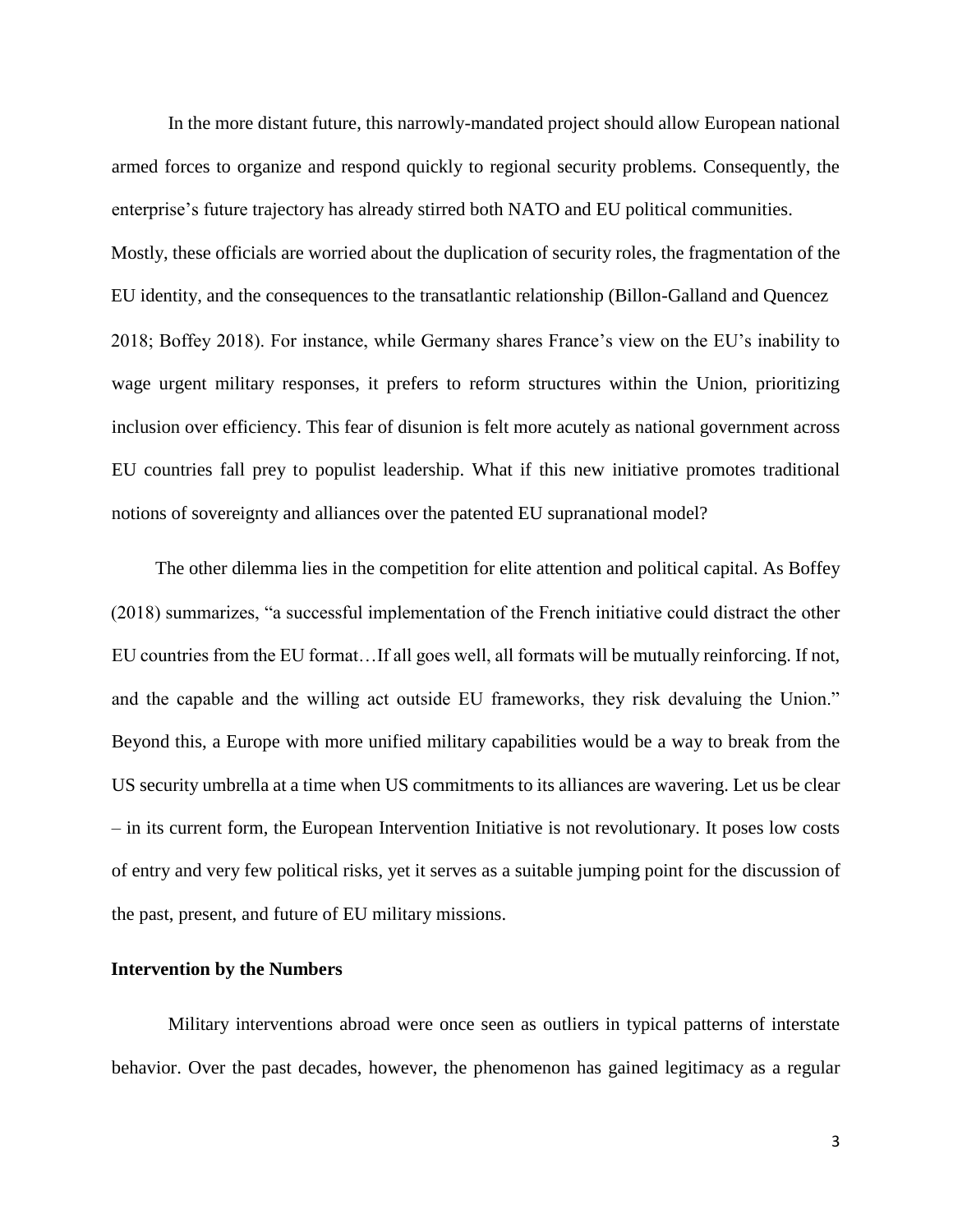In the more distant future, this narrowly-mandated project should allow European national armed forces to organize and respond quickly to regional security problems. Consequently, the enterprise's future trajectory has already stirred both NATO and EU political communities. Mostly, these officials are worried about the duplication of security roles, the fragmentation of the EU identity, and the consequences to the transatlantic relationship (Billon-Galland and Quencez 2018; Boffey 2018). For instance, while Germany shares France's view on the EU's inability to wage urgent military responses, it prefers to reform structures within the Union, prioritizing inclusion over efficiency. This fear of disunion is felt more acutely as national government across EU countries fall prey to populist leadership. What if this new initiative promotes traditional notions of sovereignty and alliances over the patented EU supranational model?

The other dilemma lies in the competition for elite attention and political capital. As Boffey (2018) summarizes, "a successful implementation of the French initiative could distract the other EU countries from the EU format…If all goes well, all formats will be mutually reinforcing. If not, and the capable and the willing act outside EU frameworks, they risk devaluing the Union." Beyond this, a Europe with more unified military capabilities would be a way to break from the US security umbrella at a time when US commitments to its alliances are wavering. Let us be clear – in its current form, the European Intervention Initiative is not revolutionary. It poses low costs of entry and very few political risks, yet it serves as a suitable jumping point for the discussion of the past, present, and future of EU military missions.

**Intervention by the Numbers**

Military interventions abroad were once seen as outliers in typical patterns of interstate behavior. Over the past decades, however, the phenomenon has gained legitimacy as a regular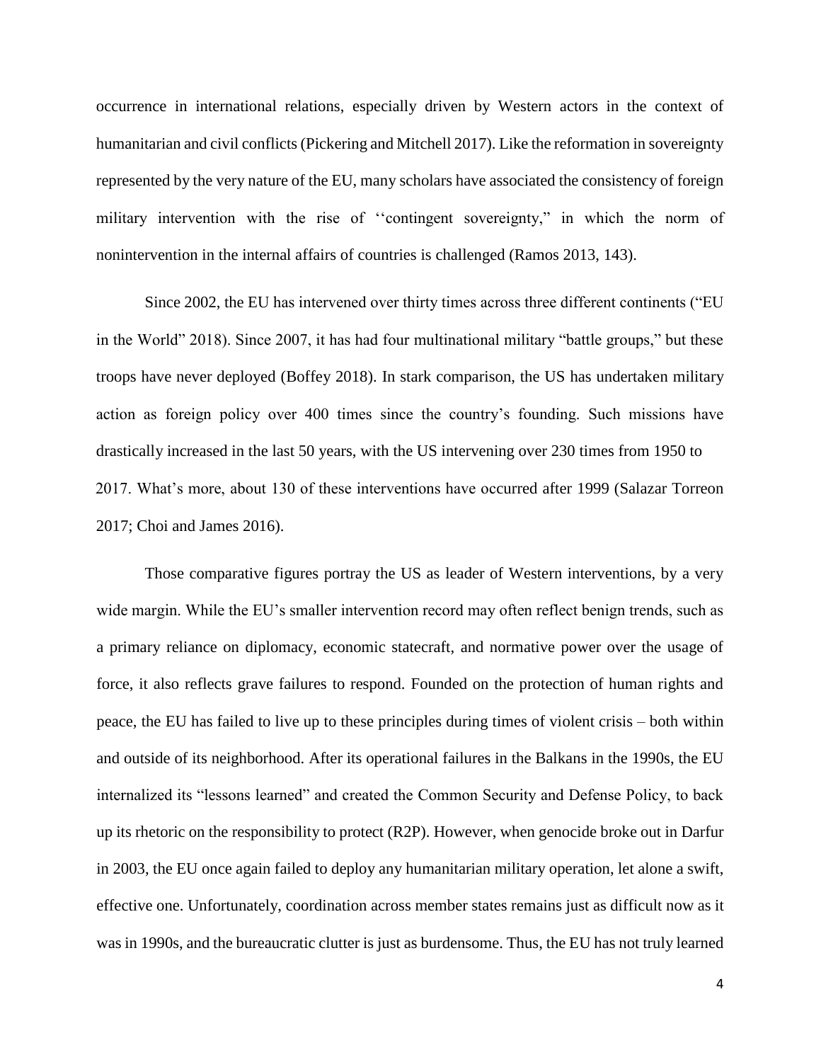occurrence in international relations, especially driven by Western actors in the context of humanitarian and civil conflicts (Pickering and Mitchell 2017). Like the reformation in sovereignty represented by the very nature of the EU, many scholars have associated the consistency of foreign military intervention with the rise of ''contingent sovereignty," in which the norm of nonintervention in the internal affairs of countries is challenged (Ramos 2013, 143).

Since 2002, the EU has intervened over thirty times across three different continents ("EU in the World" 2018). Since 2007, it has had four multinational military "battle groups," but these troops have never deployed (Boffey 2018). In stark comparison, the US has undertaken military action as foreign policy over 400 times since the country's founding. Such missions have drastically increased in the last 50 years, with the US intervening over 230 times from 1950 to 2017. What's more, about 130 of these interventions have occurred after 1999 (Salazar Torreon 2017; Choi and James 2016).

Those comparative figures portray the US as leader of Western interventions, by a very wide margin. While the EU's smaller intervention record may often reflect benign trends, such as a primary reliance on diplomacy, economic statecraft, and normative power over the usage of force, it also reflects grave failures to respond. Founded on the protection of human rights and peace, the EU has failed to live up to these principles during times of violent crisis – both within and outside of its neighborhood. After its operational failures in the Balkans in the 1990s, the EU internalized its "lessons learned" and created the Common Security and Defense Policy, to back up its rhetoric on the responsibility to protect (R2P). However, when genocide broke out in Darfur in 2003, the EU once again failed to deploy any humanitarian military operation, let alone a swift, effective one. Unfortunately, coordination across member states remains just as difficult now as it was in 1990s, and the bureaucratic clutter is just as burdensome. Thus, the EU has not truly learned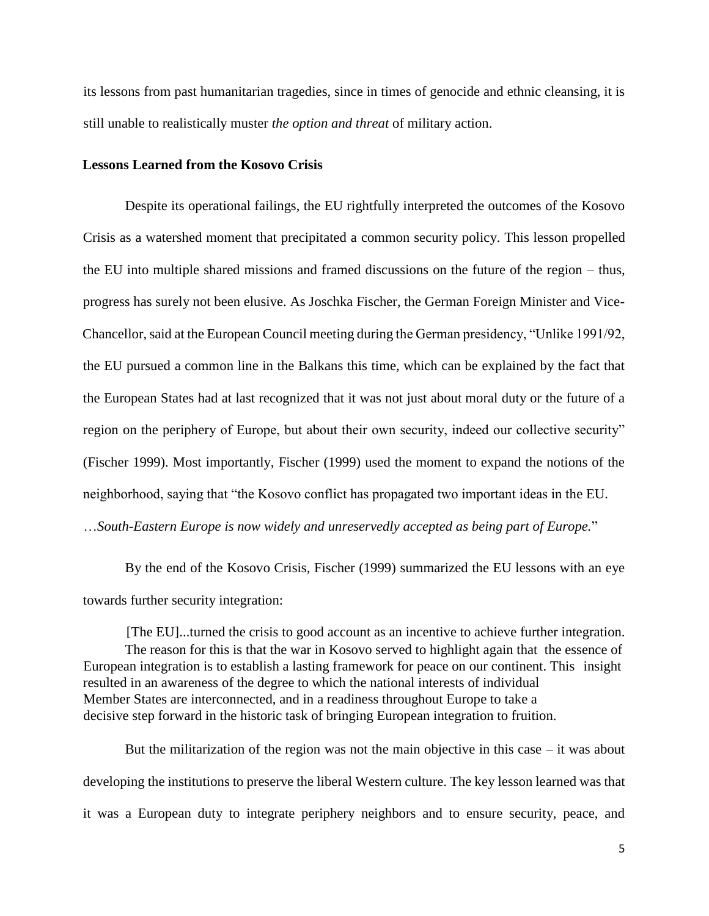its lessons from past humanitarian tragedies, since in times of genocide and ethnic cleansing, it is still unable to realistically muster *the option and threat* of military action.

**Lessons Learned from the Kosovo Crisis**

Despite its operational failings, the EU rightfully interpreted the outcomes of the Kosovo Crisis as a watershed moment that precipitated a common security policy. This lesson propelled the EU into multiple shared missions and framed discussions on the future of the region – thus, progress has surely not been elusive. As Joschka Fischer, the German Foreign Minister and Vice-Chancellor, said at the European Council meeting during the German presidency, "Unlike 1991/92, the EU pursued a common line in the Balkans this time, which can be explained by the fact that the European States had at last recognized that it was not just about moral duty or the future of a region on the periphery of Europe, but about their own security, indeed our collective security" (Fischer 1999). Most importantly, Fischer (1999) used the moment to expand the notions of the neighborhood, saying that "the Kosovo conflict has propagated two important ideas in the EU. …*South-Eastern Europe is now widely and unreservedly accepted as being part of Europe.*"

By the end of the Kosovo Crisis, Fischer (1999) summarized the EU lessons with an eye towards further security integration:

> [The EU]...turned the crisis to good account as an incentive to achieve further integration. The reason for this is that the war in Kosovo served to highlight again that the essence of European integration is to establish a lasting framework for peace on our continent. This insight resulted in an awareness of the degree to which the national interests of individual Member States are interconnected, and in a readiness throughout Europe to take a decisive step forward in the historic task of bringing European integration to fruition.

But the militarization of the region was not the main objective in this case – it was about developing the institutions to preserve the liberal Western culture. The key lesson learned was that it was a European duty to integrate periphery neighbors and to ensure security, peace, and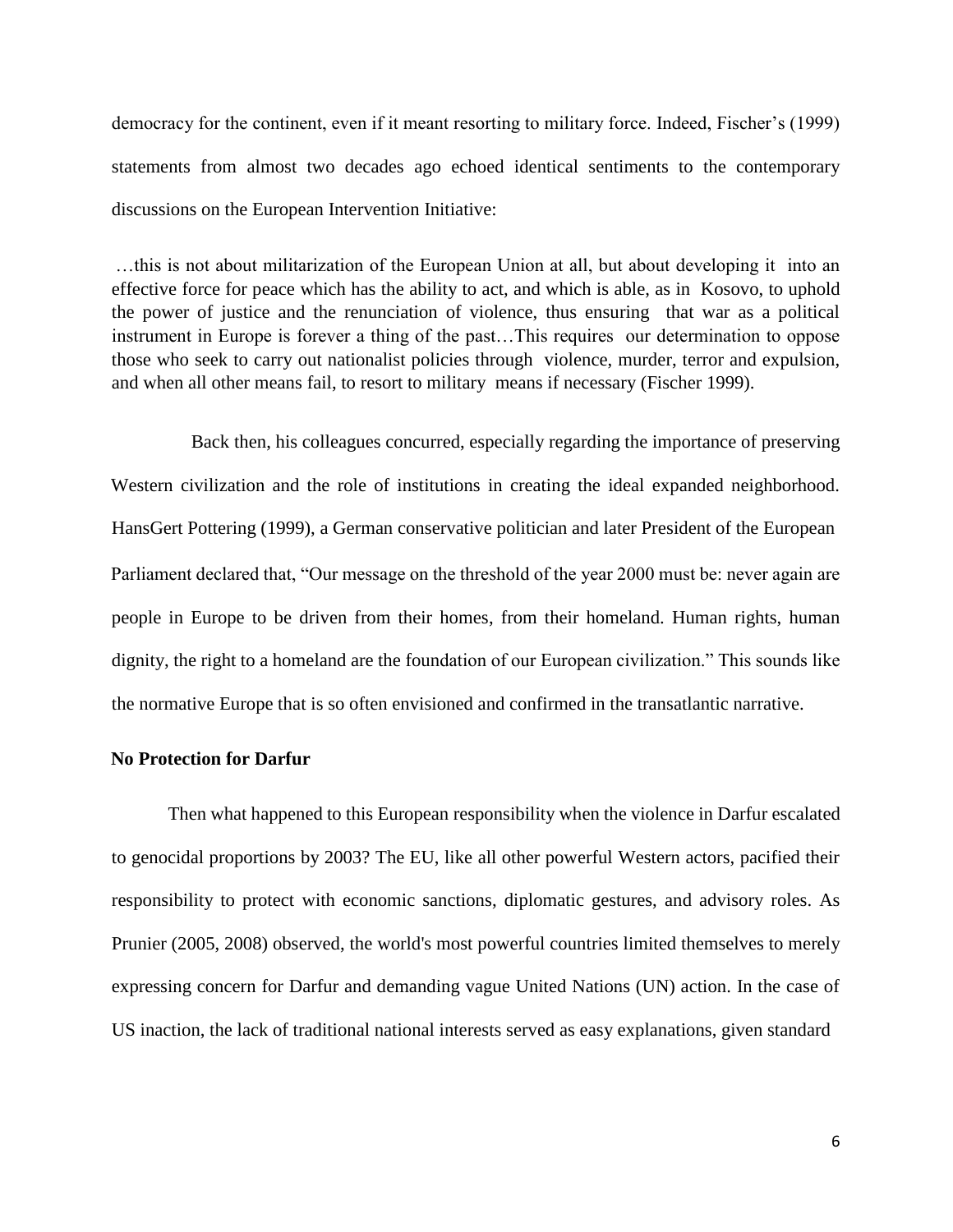democracy for the continent, even if it meant resorting to military force. Indeed, Fischer's (1999) statements from almost two decades ago echoed identical sentiments to the contemporary discussions on the European Intervention Initiative:

> …this is not about militarization of the European Union at all, but about developing it into an effective force for peace which has the ability to act, and which is able, as in Kosovo, to uphold the power of justice and the renunciation of violence, thus ensuring that war as a political instrument in Europe is forever a thing of the past…This requires our determination to oppose those who seek to carry out nationalist policies through violence, murder, terror and expulsion, and when all other means fail, to resort to military means if necessary (Fischer 1999).

Back then, his colleagues concurred, especially regarding the importance of preserving Western civilization and the role of institutions in creating the ideal expanded neighborhood. HansGert Pottering (1999), a German conservative politician and later President of the European Parliament declared that, "Our message on the threshold of the year 2000 must be: never again are people in Europe to be driven from their homes, from their homeland. Human rights, human dignity, the right to a homeland are the foundation of our European civilization." This sounds like the normative Europe that is so often envisioned and confirmed in the transatlantic narrative.

**No Protection for Darfur**

Then what happened to this European responsibility when the violence in Darfur escalated to genocidal proportions by 2003? The EU, like all other powerful Western actors, pacified their responsibility to protect with economic sanctions, diplomatic gestures, and advisory roles. As Prunier (2005, 2008) observed, the world's most powerful countries limited themselves to merely expressing concern for Darfur and demanding vague United Nations (UN) action. In the case of US inaction, the lack of traditional national interests served as easy explanations, given standard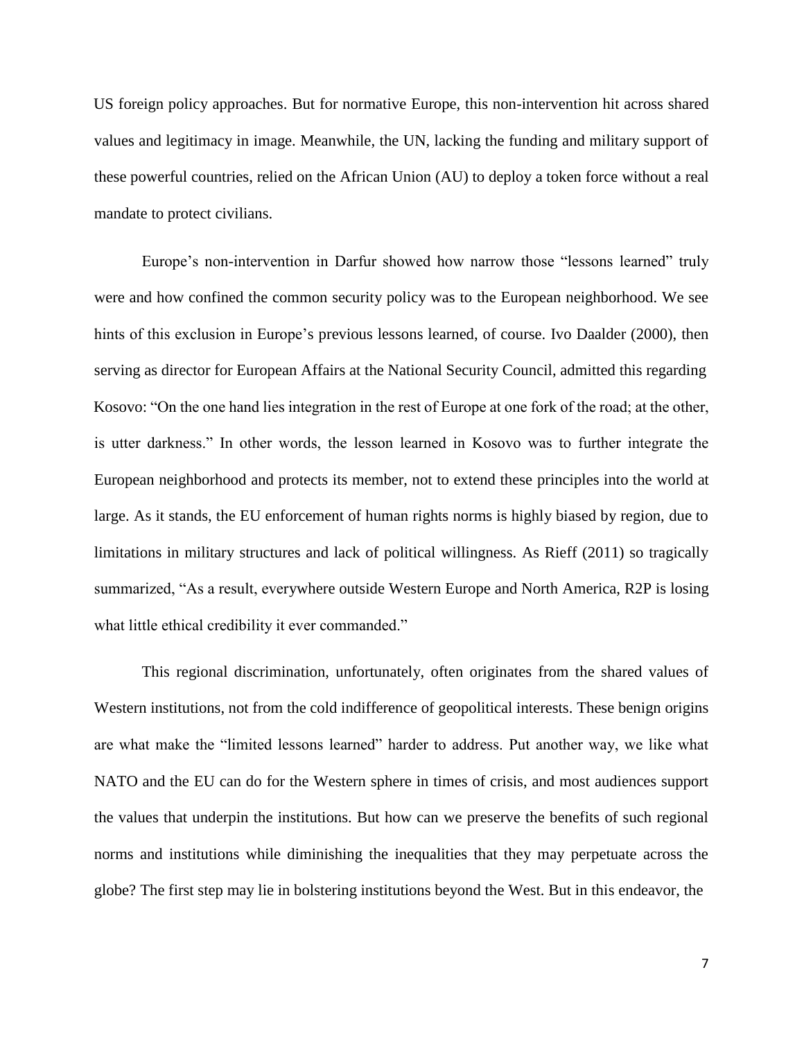US foreign policy approaches. But for normative Europe, this non-intervention hit across shared values and legitimacy in image. Meanwhile, the UN, lacking the funding and military support of these powerful countries, relied on the African Union (AU) to deploy a token force without a real mandate to protect civilians.

Europe's non-intervention in Darfur showed how narrow those "lessons learned" truly were and how confined the common security policy was to the European neighborhood. We see hints of this exclusion in Europe's previous lessons learned, of course. Ivo Daalder (2000), then serving as director for European Affairs at the National Security Council, admitted this regarding Kosovo: "On the one hand lies integration in the rest of Europe at one fork of the road; at the other, is utter darkness." In other words, the lesson learned in Kosovo was to further integrate the European neighborhood and protects its member, not to extend these principles into the world at large. As it stands, the EU enforcement of human rights norms is highly biased by region, due to limitations in military structures and lack of political willingness. As Rieff (2011) so tragically summarized, "As a result, everywhere outside Western Europe and North America, R2P is losing what little ethical credibility it ever commanded."

This regional discrimination, unfortunately, often originates from the shared values of Western institutions, not from the cold indifference of geopolitical interests. These benign origins are what make the "limited lessons learned" harder to address. Put another way, we like what NATO and the EU can do for the Western sphere in times of crisis, and most audiences support the values that underpin the institutions. But how can we preserve the benefits of such regional norms and institutions while diminishing the inequalities that they may perpetuate across the globe? The first step may lie in bolstering institutions beyond the West. But in this endeavor, the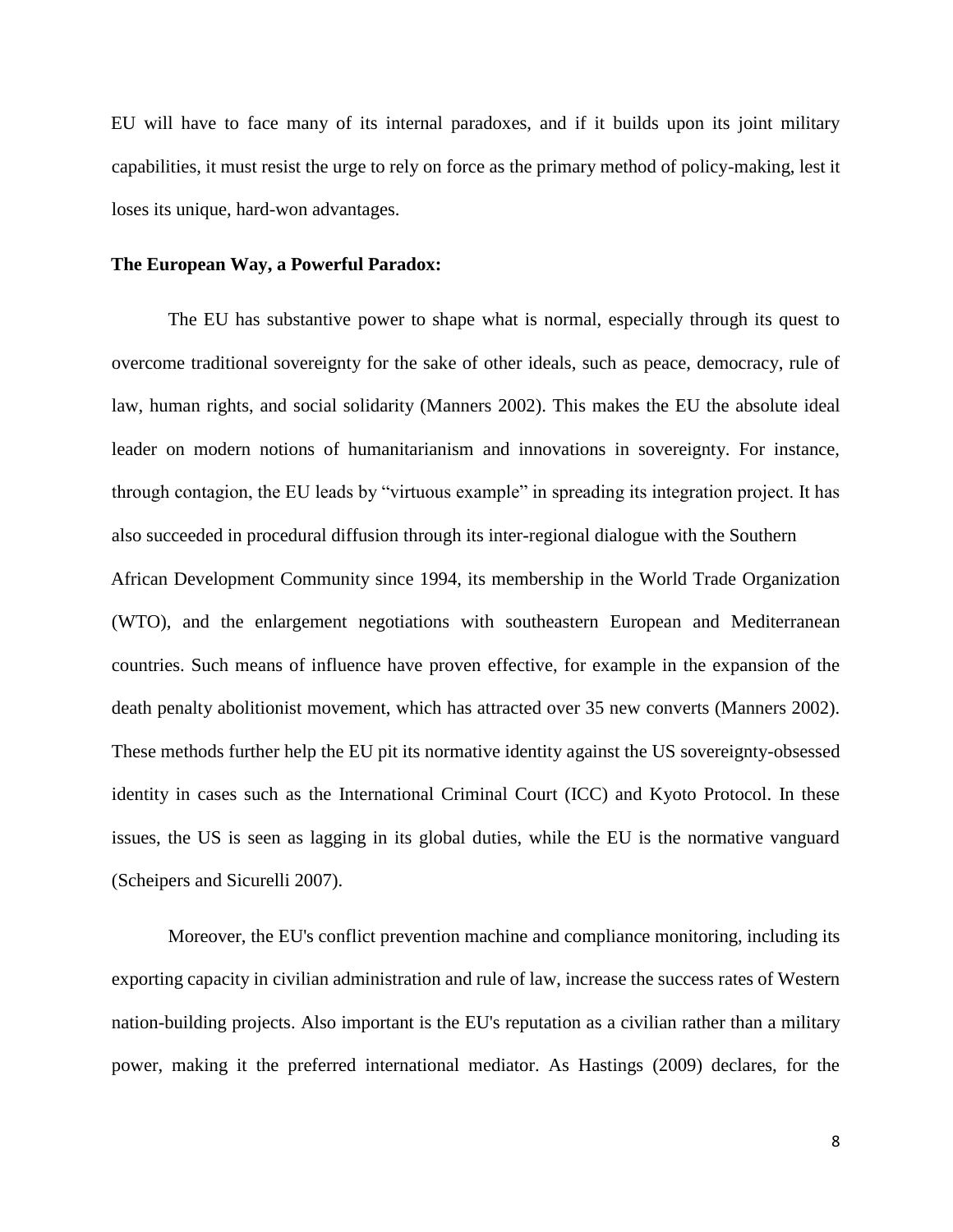EU will have to face many of its internal paradoxes, and if it builds upon its joint military capabilities, it must resist the urge to rely on force as the primary method of policy-making, lest it loses its unique, hard-won advantages.

**The European Way, a Powerful Paradox:**

The EU has substantive power to shape what is normal, especially through its quest to overcome traditional sovereignty for the sake of other ideals, such as peace, democracy, rule of law, human rights, and social solidarity (Manners 2002). This makes the EU the absolute ideal leader on modern notions of humanitarianism and innovations in sovereignty. For instance, through contagion, the EU leads by "virtuous example" in spreading its integration project. It has also succeeded in procedural diffusion through its inter-regional dialogue with the Southern African Development Community since 1994, its membership in the World Trade Organization (WTO), and the enlargement negotiations with southeastern European and Mediterranean countries. Such means of influence have proven effective, for example in the expansion of the death penalty abolitionist movement, which has attracted over 35 new converts (Manners 2002). These methods further help the EU pit its normative identity against the US sovereignty-obsessed identity in cases such as the International Criminal Court (ICC) and Kyoto Protocol. In these issues, the US is seen as lagging in its global duties, while the EU is the normative vanguard (Scheipers and Sicurelli 2007).

Moreover, the EU's conflict prevention machine and compliance monitoring, including its exporting capacity in civilian administration and rule of law, increase the success rates of Western nation-building projects. Also important is the EU's reputation as a civilian rather than a military power, making it the preferred international mediator. As Hastings (2009) declares, for the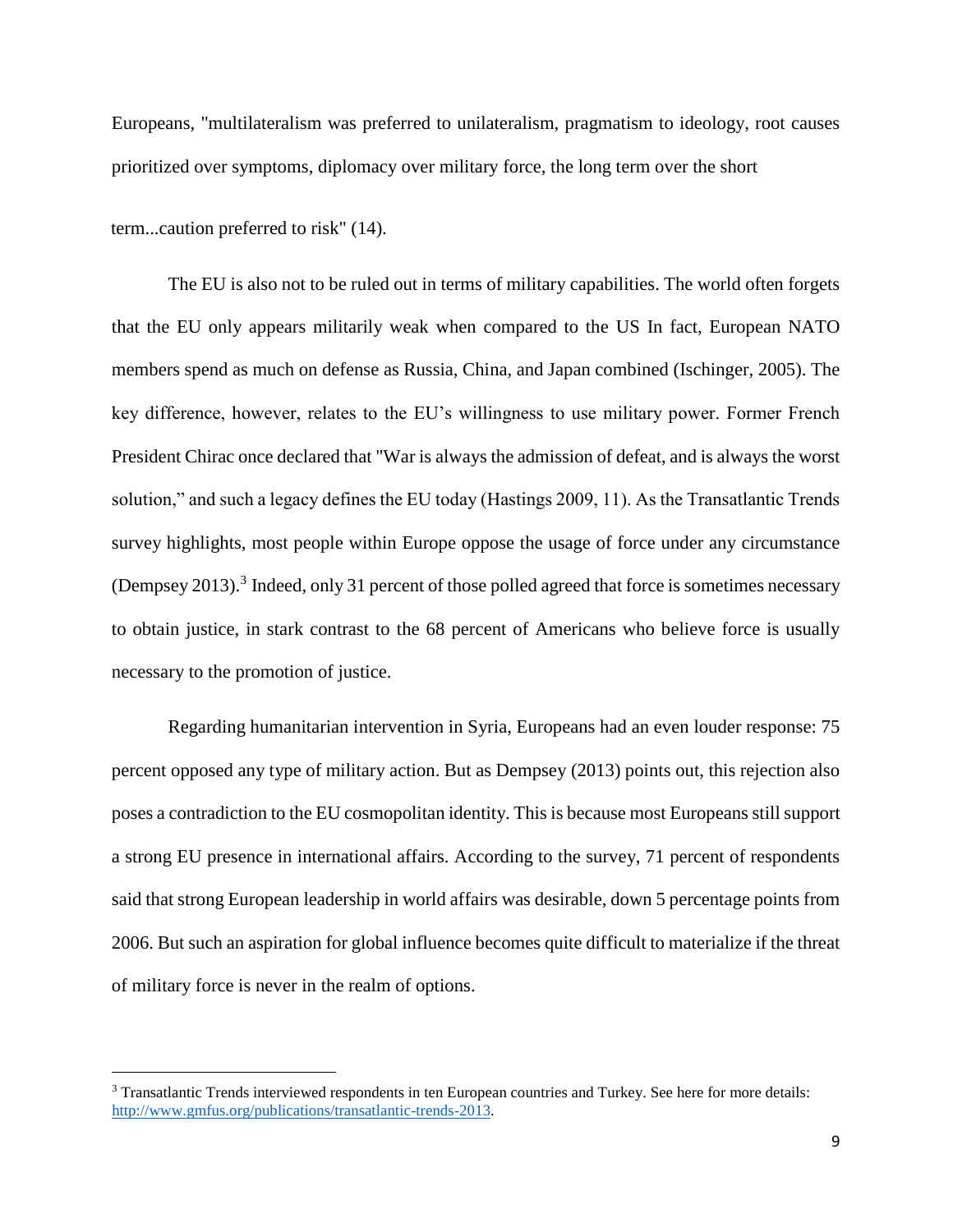Europeans, "multilateralism was preferred to unilateralism, pragmatism to ideology, root causes prioritized over symptoms, diplomacy over military force, the long term over the short term...caution preferred to risk" (14).

The EU is also not to be ruled out in terms of military capabilities. The world often forgets that the EU only appears militarily weak when compared to the US In fact, European NATO members spend as much on defense as Russia, China, and Japan combined (Ischinger, 2005). The key difference, however, relates to the EU's willingness to use military power. Former French President Chirac once declared that "War is always the admission of defeat, and is always the worst solution," and such a legacy defines the EU today (Hastings 2009, 11). As the Transatlantic Trends survey highlights, most people within Europe oppose the usage of force under any circumstance (Dempsey 2013).[3] Indeed, only 31 percent of those polled agreed that force is sometimes necessary to obtain justice, in stark contrast to the 68 percent of Americans who believe force is usually necessary to the promotion of justice.

Regarding humanitarian intervention in Syria, Europeans had an even louder response: 75 percent opposed any type of military action. But as Dempsey (2013) points out, this rejection also poses a contradiction to the EU cosmopolitan identity. This is because most Europeans still support a strong EU presence in international affairs. According to the survey, 71 percent of respondents said that strong European leadership in world affairs was desirable, down 5 percentage points from 2006. But such an aspiration for global influence becomes quite difficult to materialize if the threat of military force is never in the realm of options.

---

[3] Transatlantic Trends interviewed respondents in ten European countries and Turkey. See here for more details: http://www.gmfus.org/publications/transatlantic-trends-2013.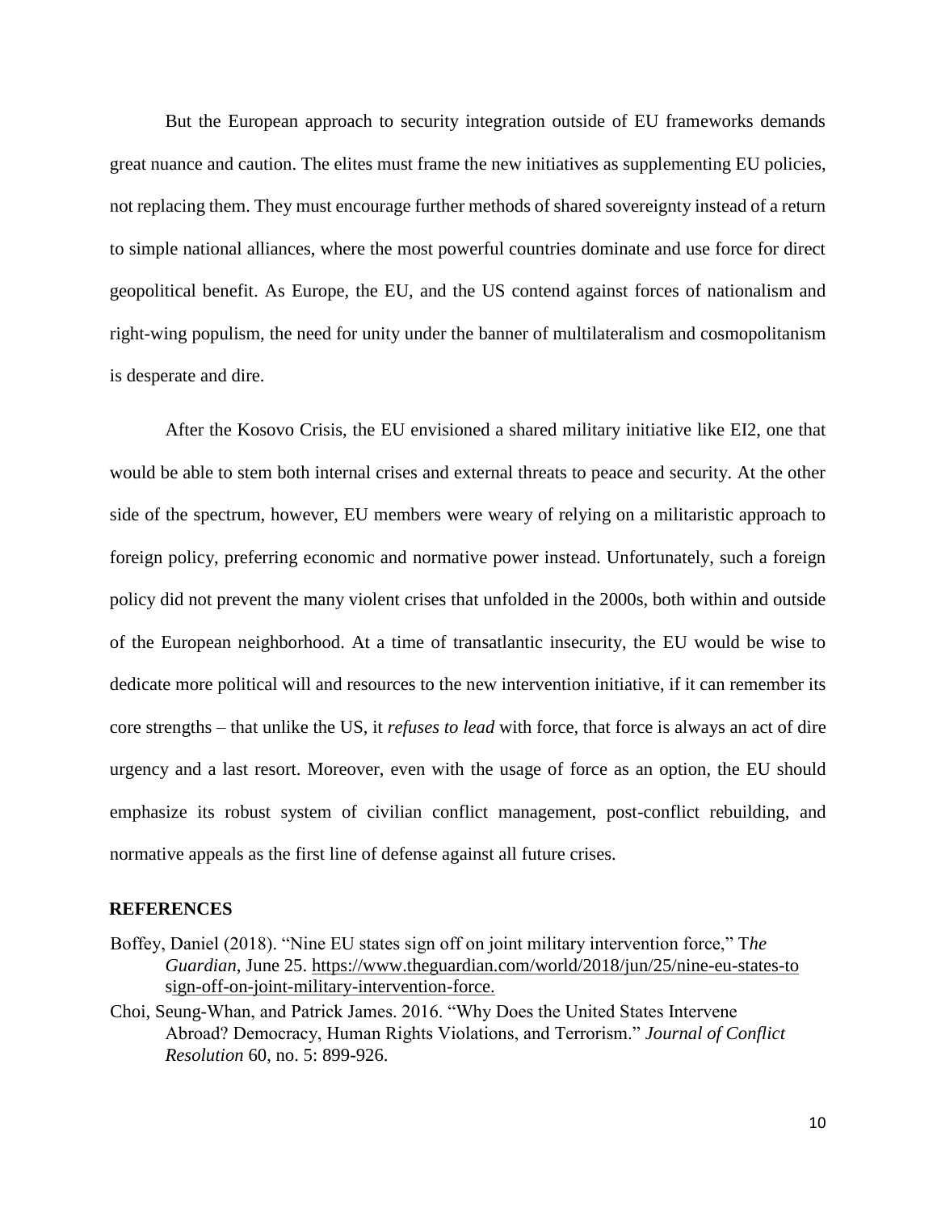But the European approach to security integration outside of EU frameworks demands great nuance and caution. The elites must frame the new initiatives as supplementing EU policies, not replacing them. They must encourage further methods of shared sovereignty instead of a return to simple national alliances, where the most powerful countries dominate and use force for direct geopolitical benefit. As Europe, the EU, and the US contend against forces of nationalism and right-wing populism, the need for unity under the banner of multilateralism and cosmopolitanism is desperate and dire.

After the Kosovo Crisis, the EU envisioned a shared military initiative like EI2, one that would be able to stem both internal crises and external threats to peace and security. At the other side of the spectrum, however, EU members were weary of relying on a militaristic approach to foreign policy, preferring economic and normative power instead. Unfortunately, such a foreign policy did not prevent the many violent crises that unfolded in the 2000s, both within and outside of the European neighborhood. At a time of transatlantic insecurity, the EU would be wise to dedicate more political will and resources to the new intervention initiative, if it can remember its core strengths – that unlike the US, it *refuses to lead* with force, that force is always an act of dire urgency and a last resort. Moreover, even with the usage of force as an option, the EU should emphasize its robust system of civilian conflict management, post-conflict rebuilding, and normative appeals as the first line of defense against all future crises.

## REFERENCES

Boffey, Daniel (2018). "Nine EU states sign off on joint military intervention force," T*he Guardian*, June 25. https://www.theguardian.com/world/2018/jun/25/nine-eu-states-to sign-off-on-joint-military-intervention-force.

Choi, Seung-Whan, and Patrick James. 2016. "Why Does the United States Intervene Abroad? Democracy, Human Rights Violations, and Terrorism." *Journal of Conflict Resolution* 60, no. 5: 899-926.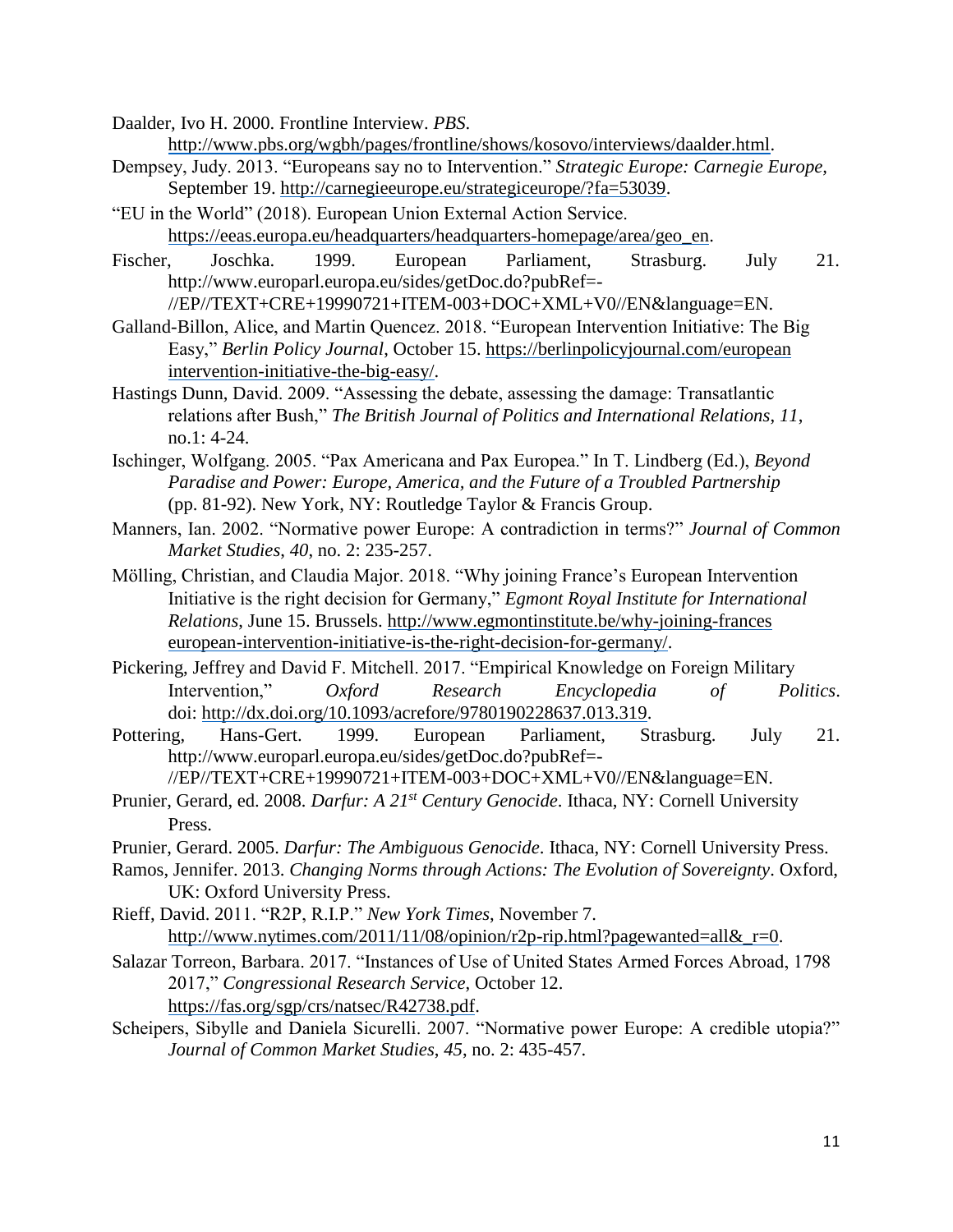Daalder, Ivo H. 2000. Frontline Interview. *PBS*. http://www.pbs.org/wgbh/pages/frontline/shows/kosovo/interviews/daalder.html.

Dempsey, Judy. 2013. "Europeans say no to Intervention." *Strategic Europe: Carnegie Europe,* September 19. http://carnegieeurope.eu/strategiceurope/?fa=53039.

"EU in the World" (2018). European Union External Action Service. https://eeas.europa.eu/headquarters/headquarters-homepage/area/geo_en.

Fischer, Joschka. 1999. European Parliament, Strasburg. July 21. http://www.europarl.europa.eu/sides/getDoc.do?pubRef=-//EP//TEXT+CRE+19990721+ITEM-003+DOC+XML+V0//EN&language=EN.

Galland-Billon, Alice, and Martin Quencez. 2018. "European Intervention Initiative: The Big Easy," *Berlin Policy Journal*, October 15. https://berlinpolicyjournal.com/european intervention-initiative-the-big-easy/.

Hastings Dunn, David. 2009. "Assessing the debate, assessing the damage: Transatlantic relations after Bush," *The British Journal of Politics and International Relations*, *11*, no.1: 4-24.

Ischinger, Wolfgang. 2005. "Pax Americana and Pax Europea." In T. Lindberg (Ed.), *Beyond Paradise and Power: Europe, America, and the Future of a Troubled Partnership* (pp. 81-92). New York, NY: Routledge Taylor & Francis Group.

Manners, Ian. 2002. "Normative power Europe: A contradiction in terms?" *Journal of Common Market Studies*, *40*, no. 2: 235-257.

Mölling, Christian, and Claudia Major. 2018. "Why joining France's European Intervention Initiative is the right decision for Germany," *Egmont Royal Institute for International Relations*, June 15. Brussels. http://www.egmontinstitute.be/why-joining-frances european-intervention-initiative-is-the-right-decision-for-germany/.

Pickering, Jeffrey and David F. Mitchell. 2017. "Empirical Knowledge on Foreign Military Intervention," *Oxford Research Encyclopedia of Politics*. doi: http://dx.doi.org/10.1093/acrefore/9780190228637.013.319.

Pottering, Hans-Gert. 1999. European Parliament, Strasburg. July 21. http://www.europarl.europa.eu/sides/getDoc.do?pubRef=-//EP//TEXT+CRE+19990721+ITEM-003+DOC+XML+V0//EN&language=EN.

Prunier, Gerard, ed. 2008. *Darfur: A 21st Century Genocide*. Ithaca, NY: Cornell University Press.

Prunier, Gerard. 2005. *Darfur: The Ambiguous Genocide*. Ithaca, NY: Cornell University Press.

Ramos, Jennifer. 2013. *Changing Norms through Actions: The Evolution of Sovereignty*. Oxford, UK: Oxford University Press.

Rieff, David. 2011. "R2P, R.I.P." *New York Times*, November 7. http://www.nytimes.com/2011/11/08/opinion/r2p-rip.html?pagewanted=all&_r=0.

Salazar Torreon, Barbara. 2017. "Instances of Use of United States Armed Forces Abroad, 1798 2017," *Congressional Research Service*, October 12. https://fas.org/sgp/crs/natsec/R42738.pdf.

Scheipers, Sibylle and Daniela Sicurelli. 2007. "Normative power Europe: A credible utopia?" *Journal of Common Market Studies*, *45*, no. 2: 435-457.